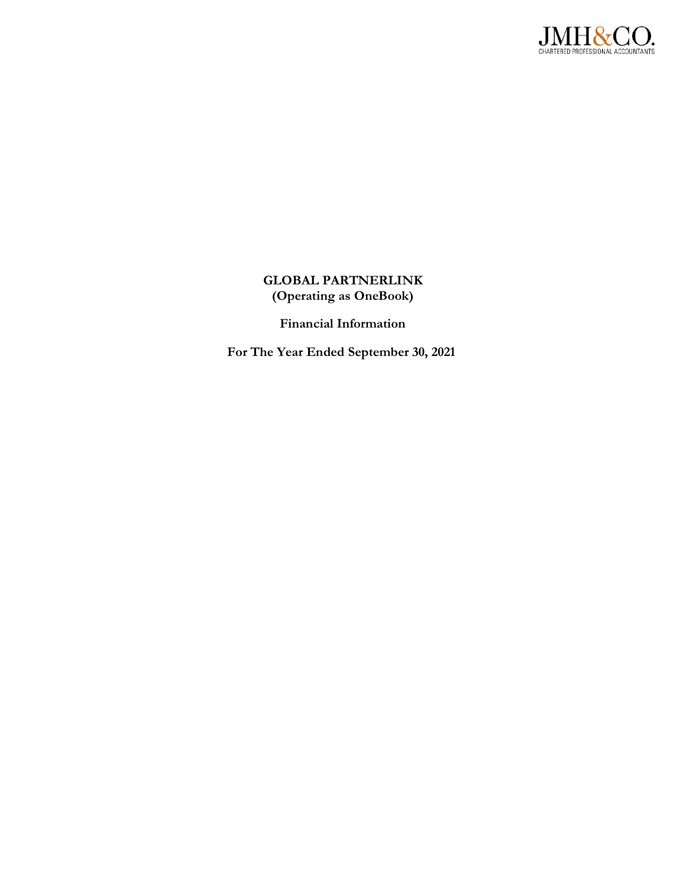JMH&CO.
CHARTERED PROFESSIONAL ACCOUNTANTS

# GLOBAL PARTNERLINK
## (Operating as OneBook)

**Financial Information**

**For The Year Ended September 30, 2021**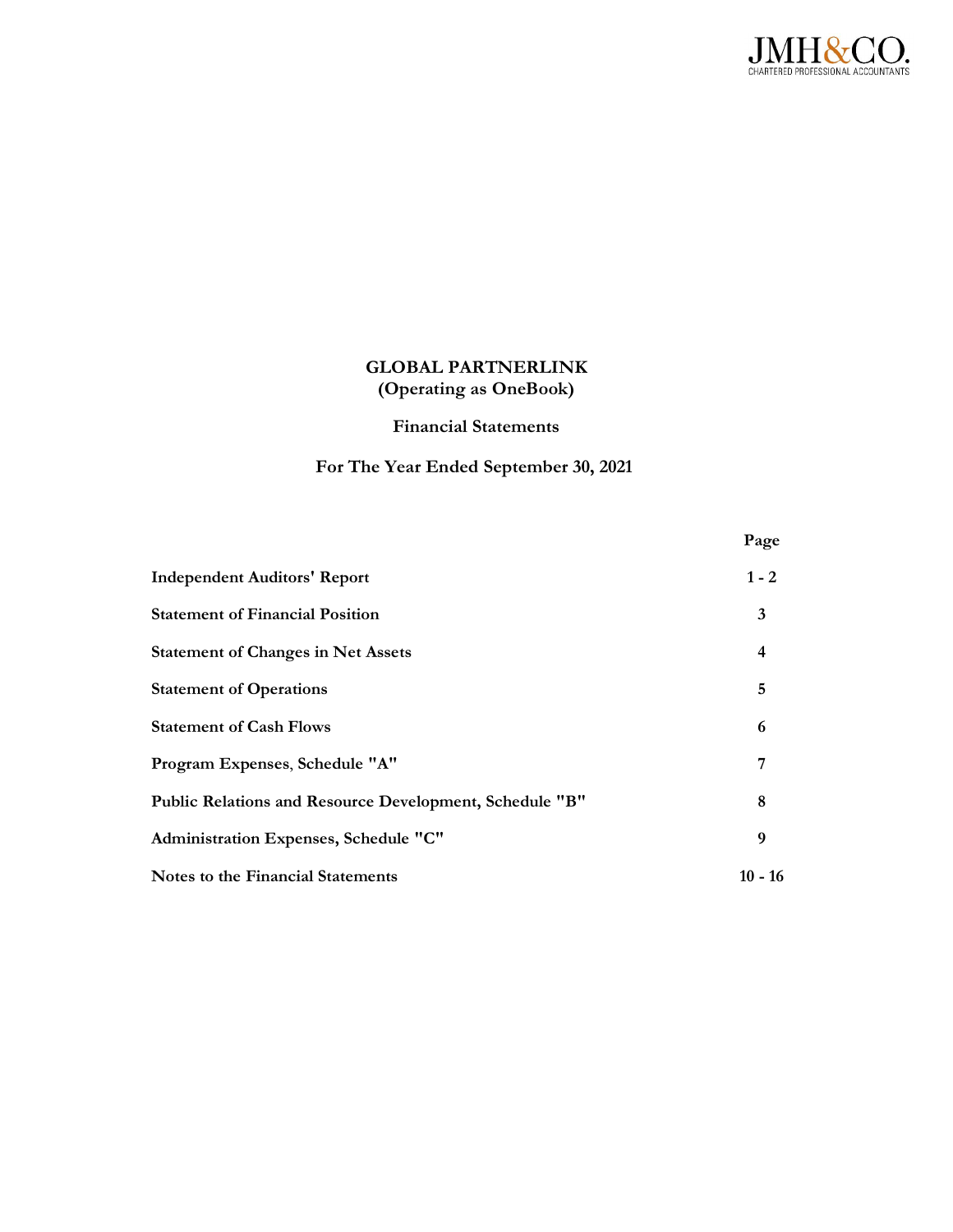JMH&CO.
CHARTERED PROFESSIONAL ACCOUNTANTS

# GLOBAL PARTNERLINK
## (Operating as OneBook)

### Financial Statements

### For The Year Ended September 30, 2021

| | Page |
|---|---|
| **Independent Auditors' Report** | **1 - 2** |
| **Statement of Financial Position** | **3** |
| **Statement of Changes in Net Assets** | **4** |
| **Statement of Operations** | **5** |
| **Statement of Cash Flows** | **6** |
| **Program Expenses, Schedule "A"** | **7** |
| **Public Relations and Resource Development, Schedule "B"** | **8** |
| **Administration Expenses, Schedule "C"** | **9** |
| **Notes to the Financial Statements** | **10 - 16** |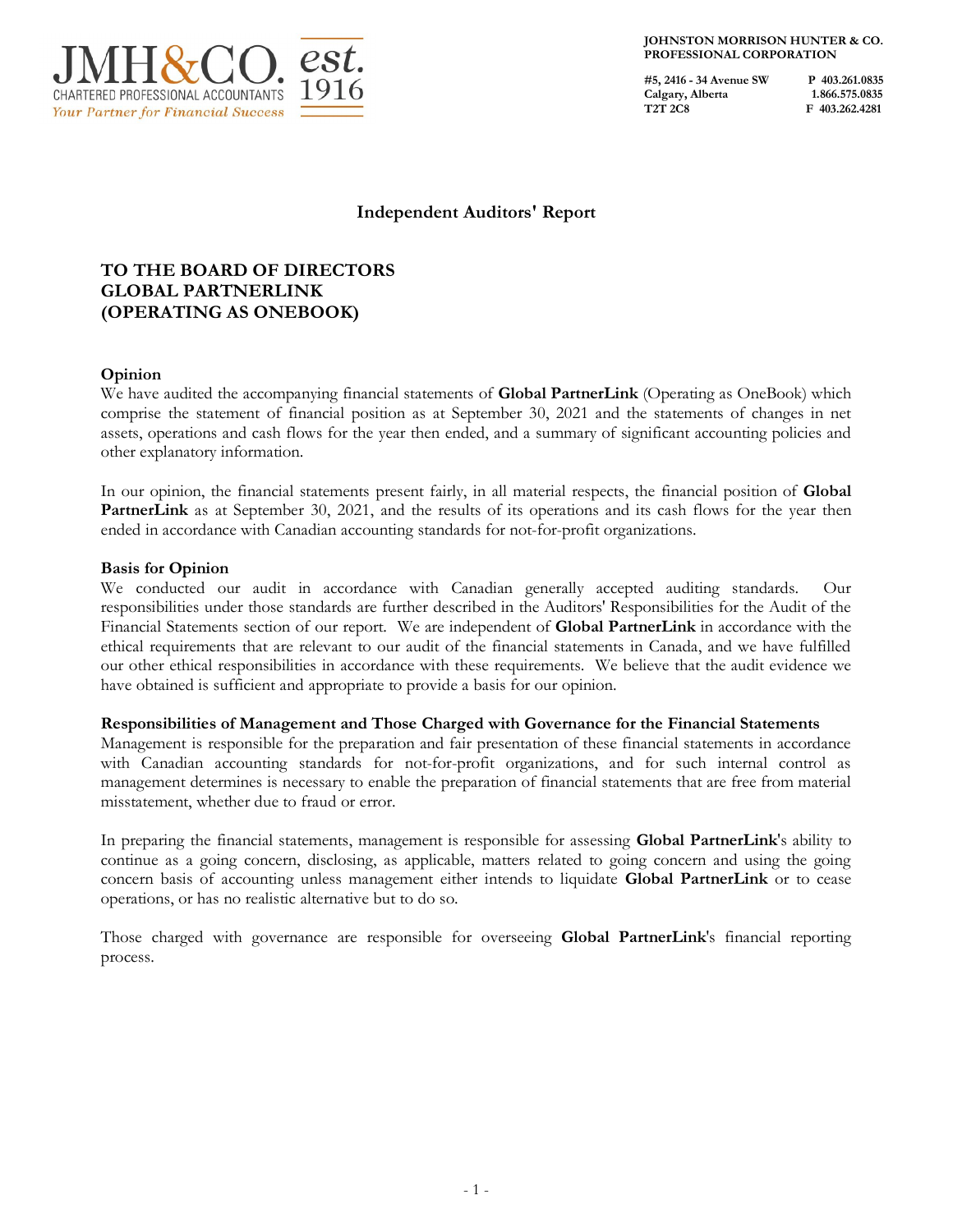JMH&CO. est. 1916
CHARTERED PROFESSIONAL ACCOUNTANTS
*Your Partner for Financial Success*

**JOHNSTON MORRISON HUNTER & CO.**
**PROFESSIONAL CORPORATION**

**#5, 2416 - 34 Avenue SW**
**Calgary, Alberta**
**T2T 2C8**

**P 403.261.0835**
**1.866.575.0835**
**F 403.262.4281**

## Independent Auditors' Report

### TO THE BOARD OF DIRECTORS
### GLOBAL PARTNERLINK
### (OPERATING AS ONEBOOK)

**Opinion**

We have audited the accompanying financial statements of **Global PartnerLink** (Operating as OneBook) which comprise the statement of financial position as at September 30, 2021 and the statements of changes in net assets, operations and cash flows for the year then ended, and a summary of significant accounting policies and other explanatory information.

In our opinion, the financial statements present fairly, in all material respects, the financial position of **Global PartnerLink** as at September 30, 2021, and the results of its operations and its cash flows for the year then ended in accordance with Canadian accounting standards for not-for-profit organizations.

**Basis for Opinion**

We conducted our audit in accordance with Canadian generally accepted auditing standards. Our responsibilities under those standards are further described in the Auditors' Responsibilities for the Audit of the Financial Statements section of our report. We are independent of **Global PartnerLink** in accordance with the ethical requirements that are relevant to our audit of the financial statements in Canada, and we have fulfilled our other ethical responsibilities in accordance with these requirements. We believe that the audit evidence we have obtained is sufficient and appropriate to provide a basis for our opinion.

**Responsibilities of Management and Those Charged with Governance for the Financial Statements**

Management is responsible for the preparation and fair presentation of these financial statements in accordance with Canadian accounting standards for not-for-profit organizations, and for such internal control as management determines is necessary to enable the preparation of financial statements that are free from material misstatement, whether due to fraud or error.

In preparing the financial statements, management is responsible for assessing **Global PartnerLink**'s ability to continue as a going concern, disclosing, as applicable, matters related to going concern and using the going concern basis of accounting unless management either intends to liquidate **Global PartnerLink** or to cease operations, or has no realistic alternative but to do so.

Those charged with governance are responsible for overseeing **Global PartnerLink**'s financial reporting process.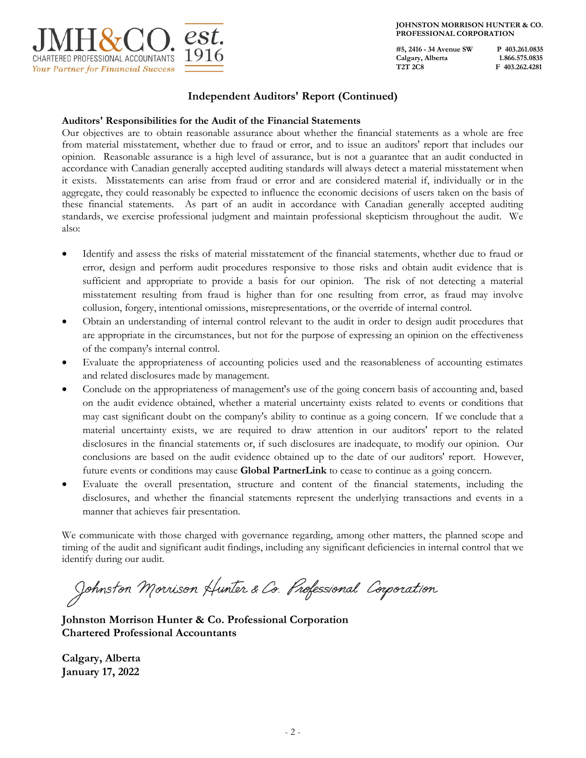**JOHNSTON MORRISON HUNTER & CO.**
**PROFESSIONAL CORPORATION**

#5, 2416 - 34 Avenue SW
Calgary, Alberta
T2T 2C8

P 403.261.0835
1.866.575.0835
F 403.262.4281

JMH&CO. est. 1916
CHARTERED PROFESSIONAL ACCOUNTANTS
*Your Partner for Financial Success*

## Independent Auditors' Report (Continued)

**Auditors' Responsibilities for the Audit of the Financial Statements**

Our objectives are to obtain reasonable assurance about whether the financial statements as a whole are free from material misstatement, whether due to fraud or error, and to issue an auditors' report that includes our opinion. Reasonable assurance is a high level of assurance, but is not a guarantee that an audit conducted in accordance with Canadian generally accepted auditing standards will always detect a material misstatement when it exists. Misstatements can arise from fraud or error and are considered material if, individually or in the aggregate, they could reasonably be expected to influence the economic decisions of users taken on the basis of these financial statements. As part of an audit in accordance with Canadian generally accepted auditing standards, we exercise professional judgment and maintain professional skepticism throughout the audit. We also:

- Identify and assess the risks of material misstatement of the financial statements, whether due to fraud or error, design and perform audit procedures responsive to those risks and obtain audit evidence that is sufficient and appropriate to provide a basis for our opinion. The risk of not detecting a material misstatement resulting from fraud is higher than for one resulting from error, as fraud may involve collusion, forgery, intentional omissions, misrepresentations, or the override of internal control.
- Obtain an understanding of internal control relevant to the audit in order to design audit procedures that are appropriate in the circumstances, but not for the purpose of expressing an opinion on the effectiveness of the company's internal control.
- Evaluate the appropriateness of accounting policies used and the reasonableness of accounting estimates and related disclosures made by management.
- Conclude on the appropriateness of management's use of the going concern basis of accounting and, based on the audit evidence obtained, whether a material uncertainty exists related to events or conditions that may cast significant doubt on the company's ability to continue as a going concern. If we conclude that a material uncertainty exists, we are required to draw attention in our auditors' report to the related disclosures in the financial statements or, if such disclosures are inadequate, to modify our opinion. Our conclusions are based on the audit evidence obtained up to the date of our auditors' report. However, future events or conditions may cause **Global PartnerLink** to cease to continue as a going concern.
- Evaluate the overall presentation, structure and content of the financial statements, including the disclosures, and whether the financial statements represent the underlying transactions and events in a manner that achieves fair presentation.

We communicate with those charged with governance regarding, among other matters, the planned scope and timing of the audit and significant audit findings, including any significant deficiencies in internal control that we identify during our audit.

*Johnston Morrison Hunter & Co. Professional Corporation*

**Johnston Morrison Hunter & Co. Professional Corporation**
**Chartered Professional Accountants**

**Calgary, Alberta**
**January 17, 2022**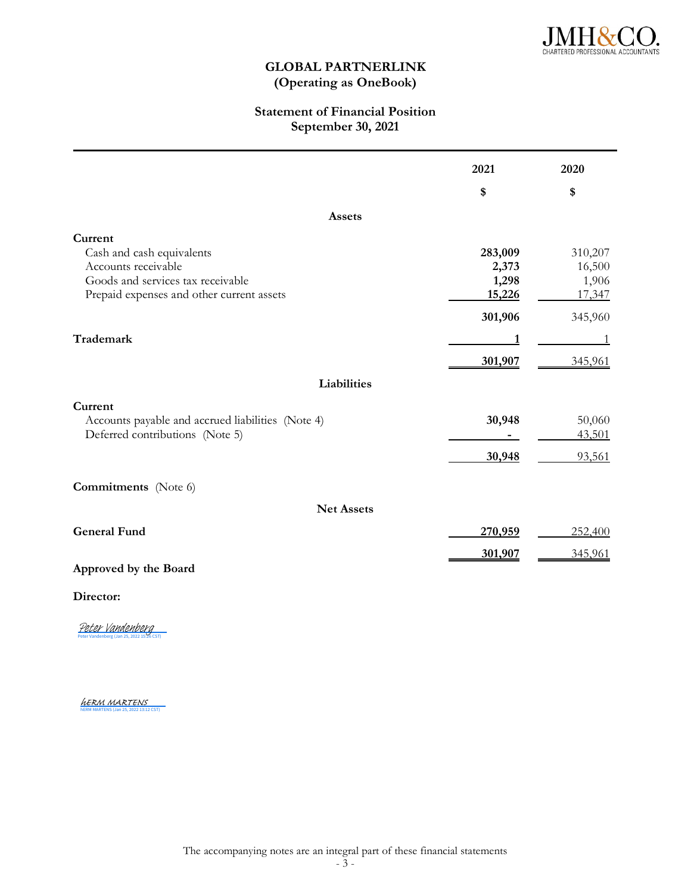# GLOBAL PARTNERLINK
## (Operating as OneBook)

### Statement of Financial Position
### September 30, 2021

| | 2021 | 2020 |
|---|---|---|
| | $ | $ |
| **Assets** | | |
| **Current** | | |
| Cash and cash equivalents | **283,009** | 310,207 |
| Accounts receivable | **2,373** | 16,500 |
| Goods and services tax receivable | **1,298** | 1,906 |
| Prepaid expenses and other current assets | **15,226** | 17,347 |
| | **301,906** | 345,960 |
| **Trademark** | **1** | 1 |
| | **301,907** | 345,961 |
| **Liabilities** | | |
| **Current** | | |
| Accounts payable and accrued liabilities (Note 4) | **30,948** | 50,060 |
| Deferred contributions (Note 5) | **-** | 43,501 |
| | **30,948** | 93,561 |
| **Commitments** (Note 6) | | |
| **Net Assets** | | |
| **General Fund** | **270,959** | 252,400 |
| | **301,907** | 345,961 |

**Approved by the Board**

**Director:**

Peter Vandenberg
Peter Vandenberg (Jan 25, 2022 15:26 CST)

hERM MARTENS
hERM MARTENS (Jan 25, 2022 13:12 CST)

The accompanying notes are an integral part of these financial statements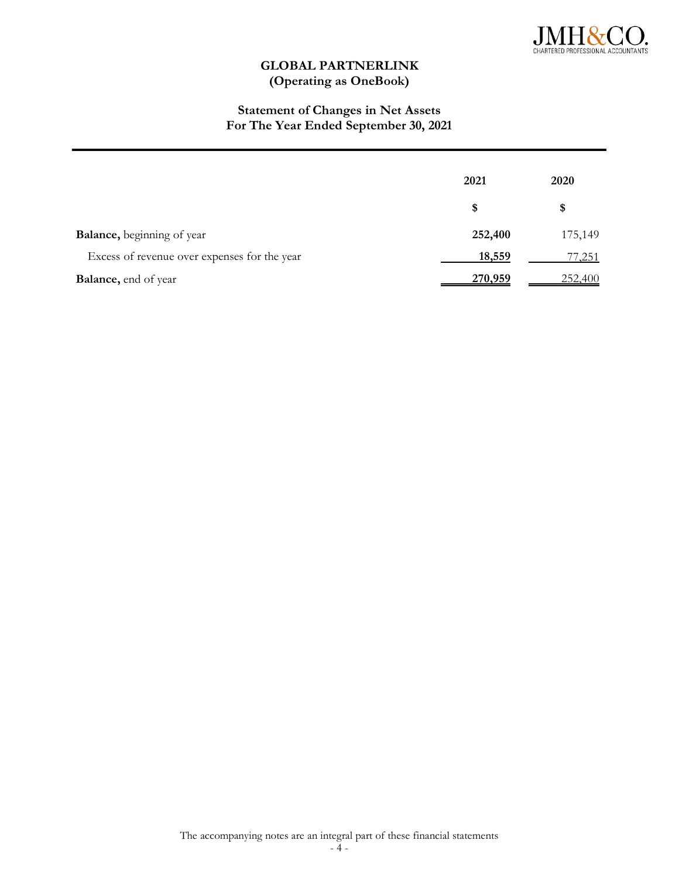# GLOBAL PARTNERLINK
## (Operating as OneBook)

### Statement of Changes in Net Assets
### For The Year Ended September 30, 2021

| | 2021 | 2020 |
|---|---|---|
| | $ | $ |
| **Balance,** beginning of year | **252,400** | 175,149 |
| Excess of revenue over expenses for the year | **18,559** | 77,251 |
| **Balance,** end of year | **270,959** | 252,400 |

The accompanying notes are an integral part of these financial statements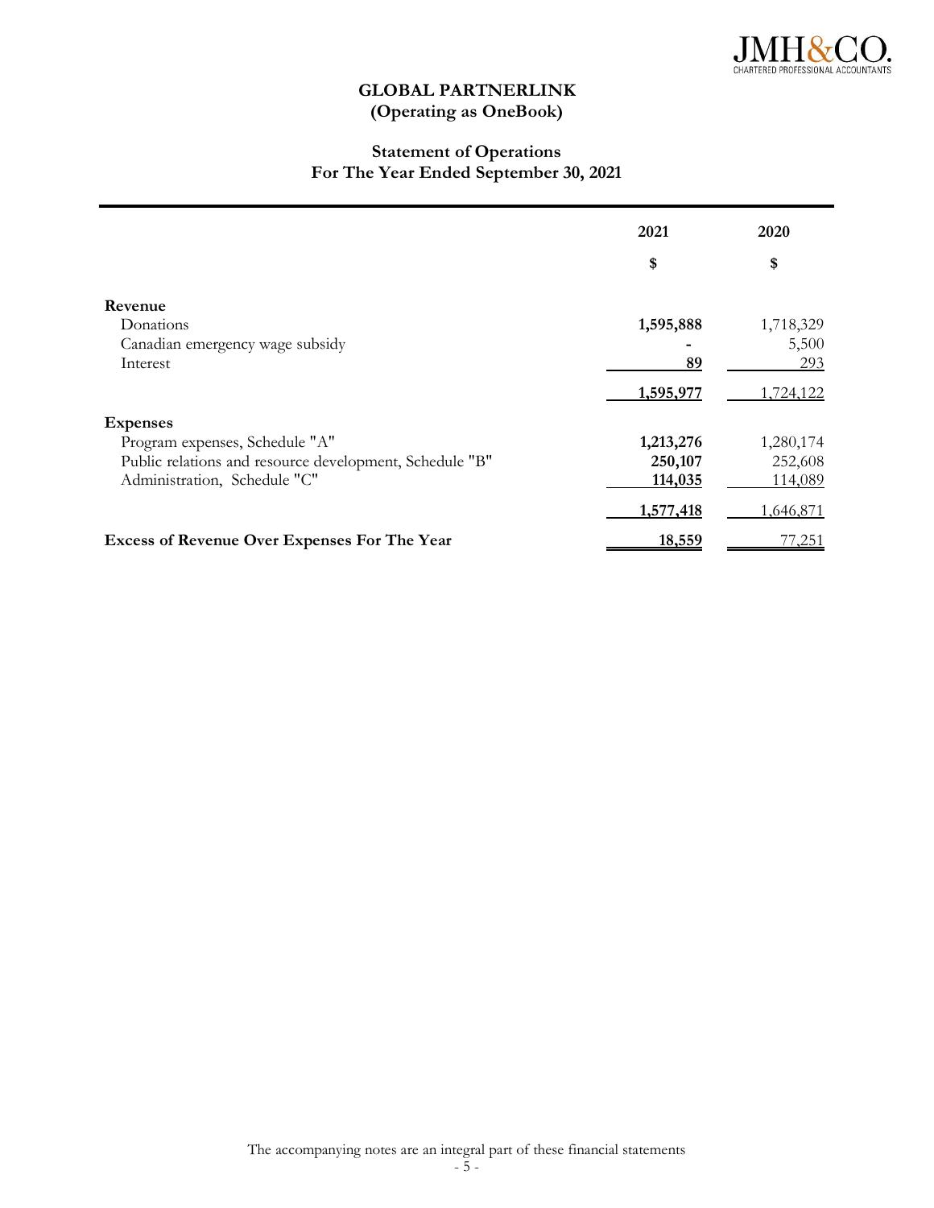# GLOBAL PARTNERLINK
## (Operating as OneBook)

### Statement of Operations
### For The Year Ended September 30, 2021

| | 2021 | 2020 |
|---|---|---|
| | $ | $ |
| **Revenue** | | |
| Donations | **1,595,888** | 1,718,329 |
| Canadian emergency wage subsidy | **-** | 5,500 |
| Interest | **89** | 293 |
| | **1,595,977** | 1,724,122 |
| **Expenses** | | |
| Program expenses, Schedule "A" | **1,213,276** | 1,280,174 |
| Public relations and resource development, Schedule "B" | **250,107** | 252,608 |
| Administration, Schedule "C" | **114,035** | 114,089 |
| | **1,577,418** | 1,646,871 |
| **Excess of Revenue Over Expenses For The Year** | **18,559** | 77,251 |

The accompanying notes are an integral part of these financial statements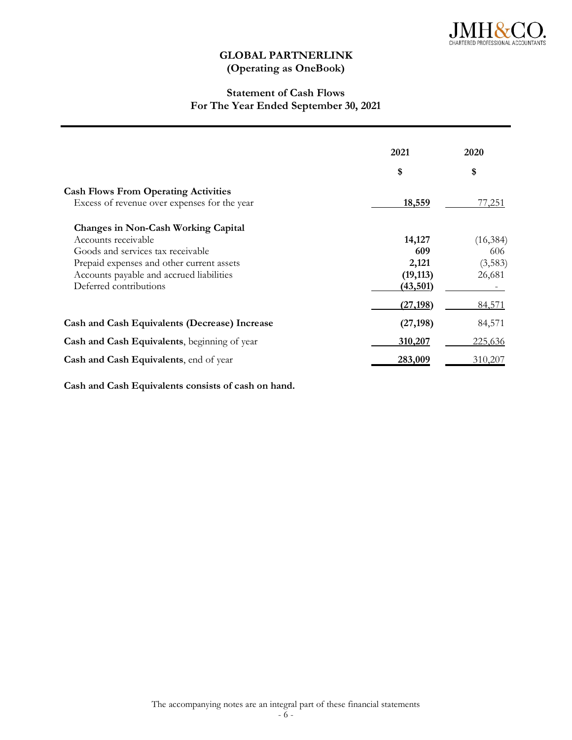# GLOBAL PARTNERLINK
## (Operating as OneBook)

### Statement of Cash Flows
### For The Year Ended September 30, 2021

| | 2021 | 2020 |
|---|---|---|
| | $ | $ |
| **Cash Flows From Operating Activities** | | |
| Excess of revenue over expenses for the year | **18,559** | 77,251 |
| **Changes in Non-Cash Working Capital** | | |
| Accounts receivable | **14,127** | (16,384) |
| Goods and services tax receivable | **609** | 606 |
| Prepaid expenses and other current assets | **2,121** | (3,583) |
| Accounts payable and accrued liabilities | **(19,113)** | 26,681 |
| Deferred contributions | **(43,501)** | - |
| | **(27,198)** | 84,571 |
| **Cash and Cash Equivalents (Decrease) Increase** | **(27,198)** | 84,571 |
| **Cash and Cash Equivalents**, beginning of year | **310,207** | 225,636 |
| **Cash and Cash Equivalents**, end of year | **283,009** | 310,207 |

**Cash and Cash Equivalents consists of cash on hand.**

The accompanying notes are an integral part of these financial statements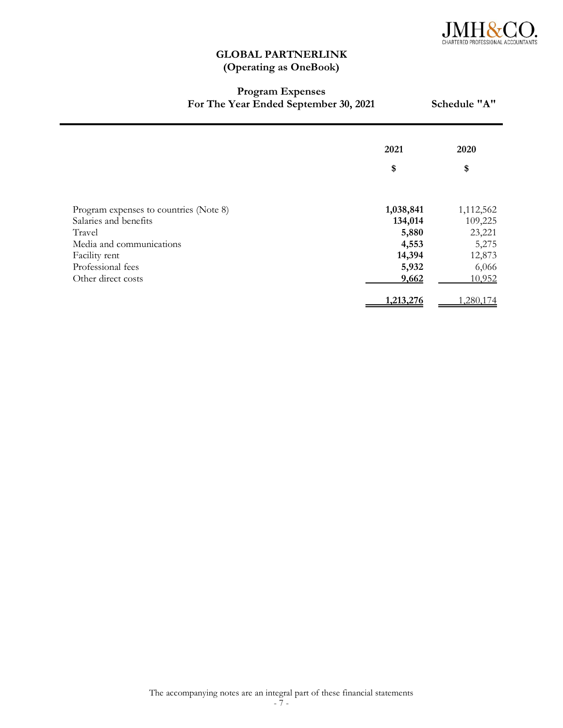# GLOBAL PARTNERLINK
## (Operating as OneBook)

### Program Expenses
### For The Year Ended September 30, 2021

**Schedule "A"**

| | 2021 | 2020 |
|---|---|---|
| | **$** | **$** |
| Program expenses to countries (Note 8) | **1,038,841** | 1,112,562 |
| Salaries and benefits | **134,014** | 109,225 |
| Travel | **5,880** | 23,221 |
| Media and communications | **4,553** | 5,275 |
| Facility rent | **14,394** | 12,873 |
| Professional fees | **5,932** | 6,066 |
| Other direct costs | **9,662** | 10,952 |
| | **1,213,276** | 1,280,174 |

The accompanying notes are an integral part of these financial statements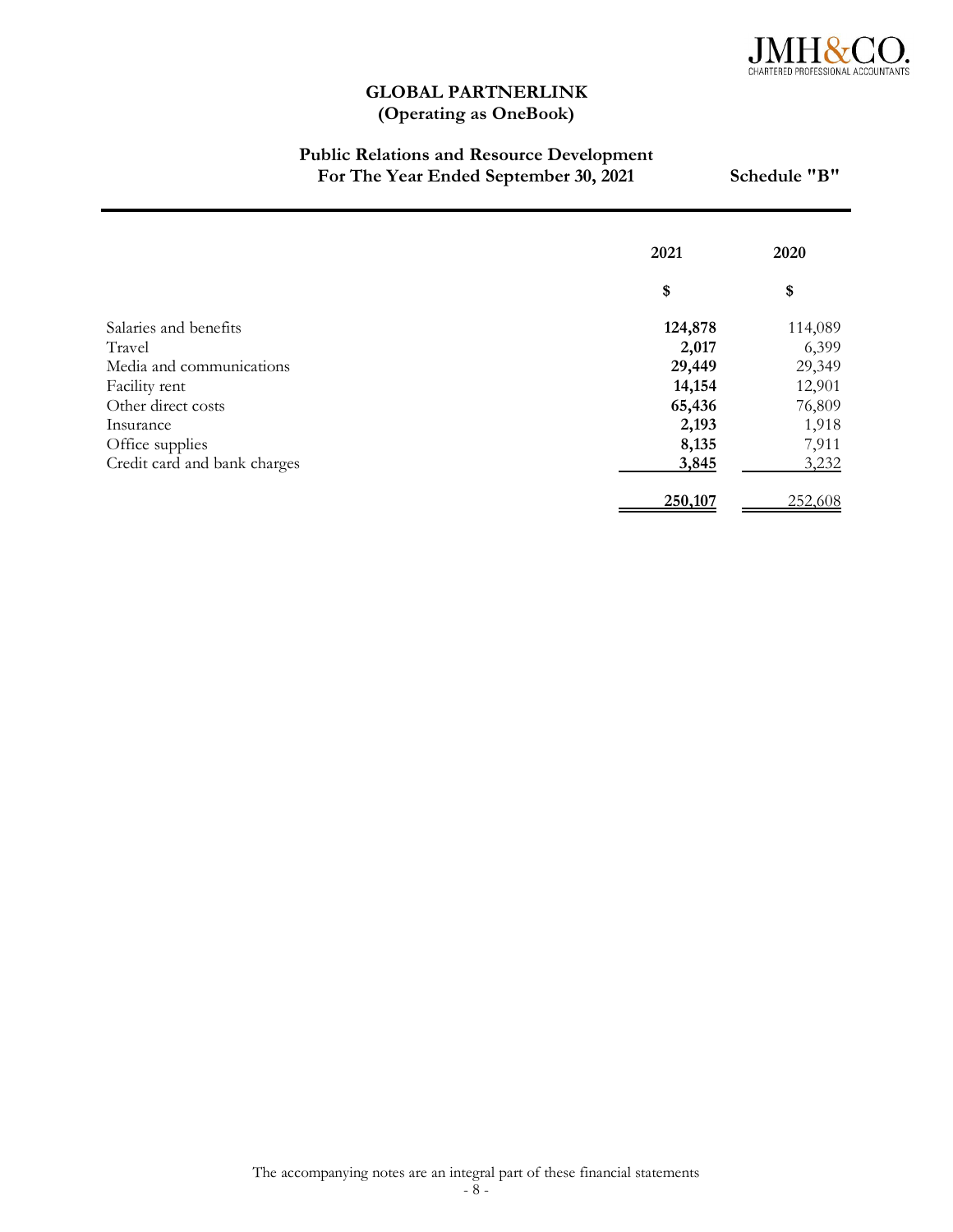JMH&CO.
CHARTERED PROFESSIONAL ACCOUNTANTS

# GLOBAL PARTNERLINK
## (Operating as OneBook)

### Public Relations and Resource Development
### For The Year Ended September 30, 2021 — Schedule "B"

| | 2021 | 2020 |
|---|---|---|
| | $ | $ |
| Salaries and benefits | **124,878** | 114,089 |
| Travel | **2,017** | 6,399 |
| Media and communications | **29,449** | 29,349 |
| Facility rent | **14,154** | 12,901 |
| Other direct costs | **65,436** | 76,809 |
| Insurance | **2,193** | 1,918 |
| Office supplies | **8,135** | 7,911 |
| Credit card and bank charges | **3,845** | 3,232 |
| | **250,107** | 252,608 |

The accompanying notes are an integral part of these financial statements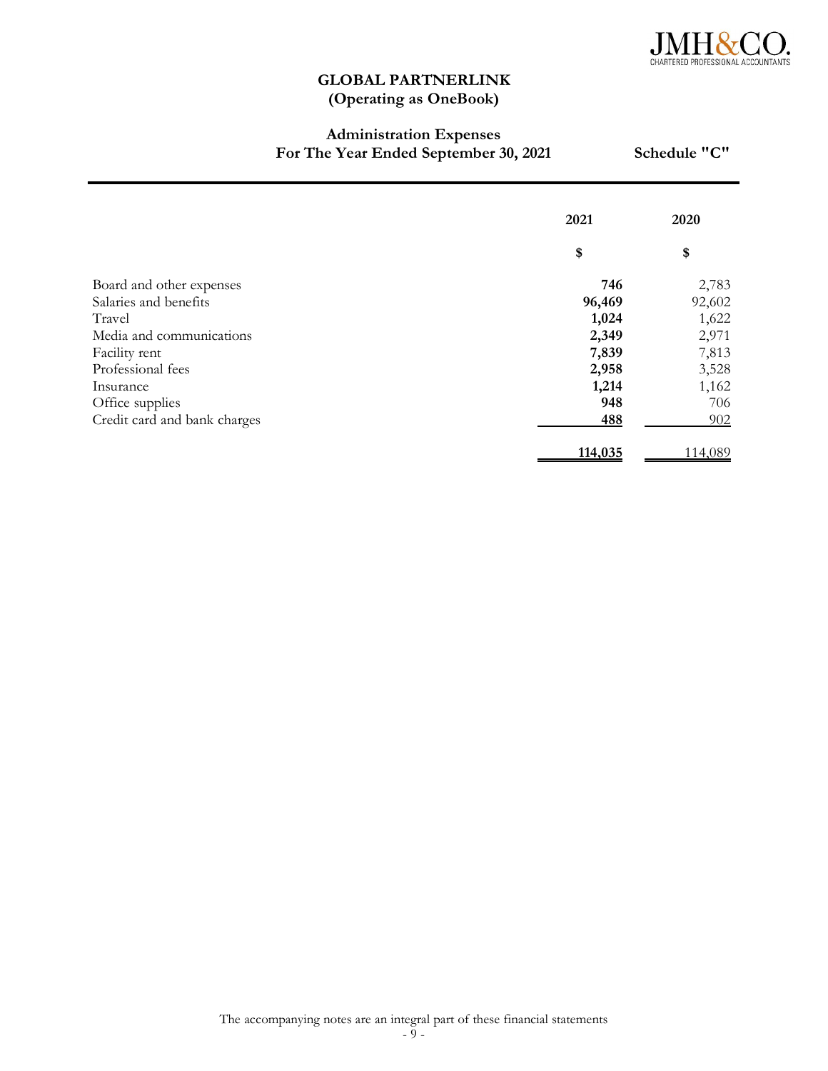# GLOBAL PARTNERLINK
## (Operating as OneBook)

### Administration Expenses
### For The Year Ended September 30, 2021

**Schedule "C"**

| | 2021 | 2020 |
|---|---|---|
| | **$** | **$** |
| Board and other expenses | **746** | 2,783 |
| Salaries and benefits | **96,469** | 92,602 |
| Travel | **1,024** | 1,622 |
| Media and communications | **2,349** | 2,971 |
| Facility rent | **7,839** | 7,813 |
| Professional fees | **2,958** | 3,528 |
| Insurance | **1,214** | 1,162 |
| Office supplies | **948** | 706 |
| Credit card and bank charges | **488** | 902 |
| | **114,035** | 114,089 |

The accompanying notes are an integral part of these financial statements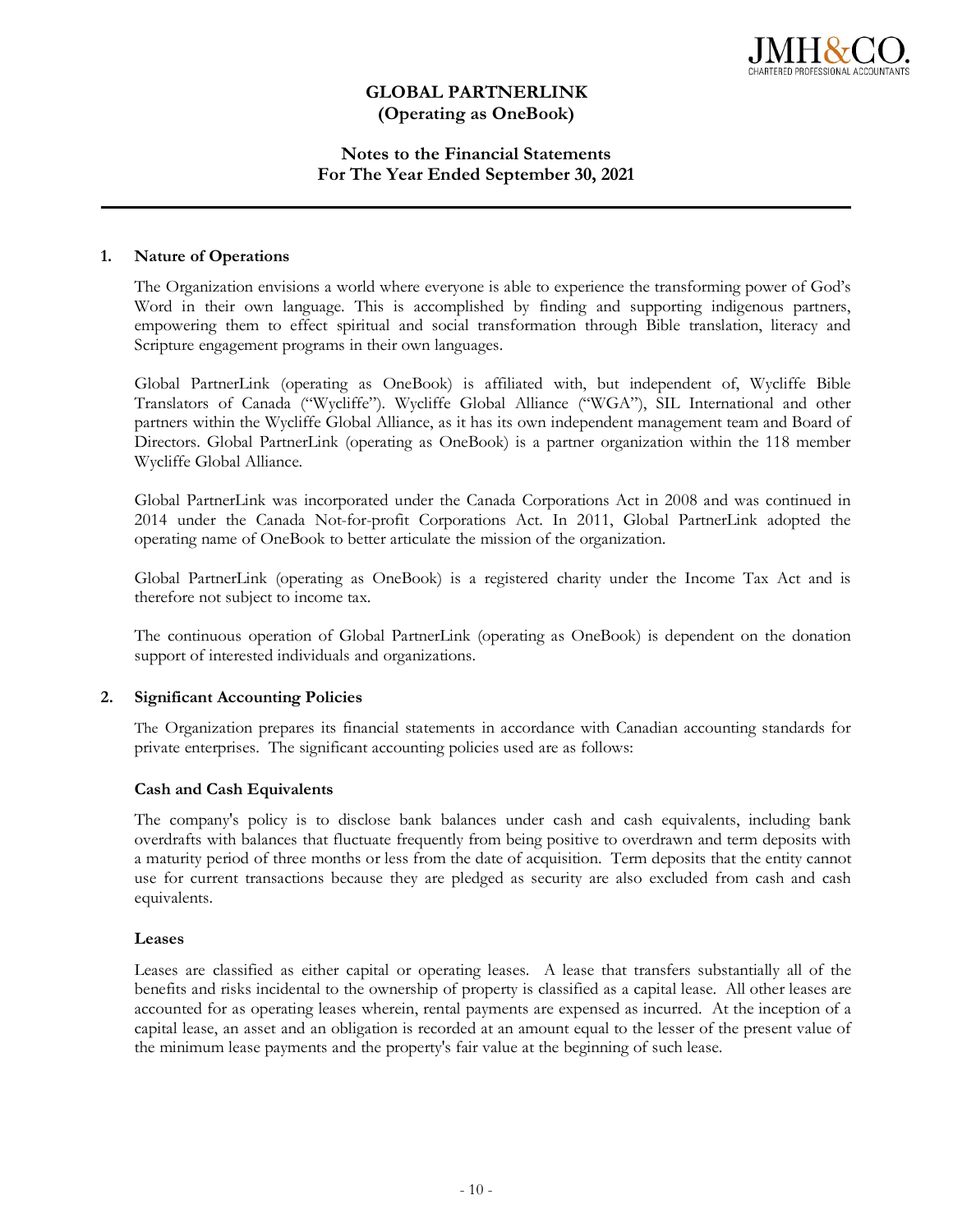# GLOBAL PARTNERLINK
## (Operating as OneBook)

## Notes to the Financial Statements
## For The Year Ended September 30, 2021

### 1. Nature of Operations

The Organization envisions a world where everyone is able to experience the transforming power of God's Word in their own language. This is accomplished by finding and supporting indigenous partners, empowering them to effect spiritual and social transformation through Bible translation, literacy and Scripture engagement programs in their own languages.

Global PartnerLink (operating as OneBook) is affiliated with, but independent of, Wycliffe Bible Translators of Canada ("Wycliffe"). Wycliffe Global Alliance ("WGA"), SIL International and other partners within the Wycliffe Global Alliance, as it has its own independent management team and Board of Directors. Global PartnerLink (operating as OneBook) is a partner organization within the 118 member Wycliffe Global Alliance.

Global PartnerLink was incorporated under the Canada Corporations Act in 2008 and was continued in 2014 under the Canada Not-for-profit Corporations Act. In 2011, Global PartnerLink adopted the operating name of OneBook to better articulate the mission of the organization.

Global PartnerLink (operating as OneBook) is a registered charity under the Income Tax Act and is therefore not subject to income tax.

The continuous operation of Global PartnerLink (operating as OneBook) is dependent on the donation support of interested individuals and organizations.

### 2. Significant Accounting Policies

The Organization prepares its financial statements in accordance with Canadian accounting standards for private enterprises. The significant accounting policies used are as follows:

#### Cash and Cash Equivalents

The company's policy is to disclose bank balances under cash and cash equivalents, including bank overdrafts with balances that fluctuate frequently from being positive to overdrawn and term deposits with a maturity period of three months or less from the date of acquisition. Term deposits that the entity cannot use for current transactions because they are pledged as security are also excluded from cash and cash equivalents.

#### Leases

Leases are classified as either capital or operating leases. A lease that transfers substantially all of the benefits and risks incidental to the ownership of property is classified as a capital lease. All other leases are accounted for as operating leases wherein, rental payments are expensed as incurred. At the inception of a capital lease, an asset and an obligation is recorded at an amount equal to the lesser of the present value of the minimum lease payments and the property's fair value at the beginning of such lease.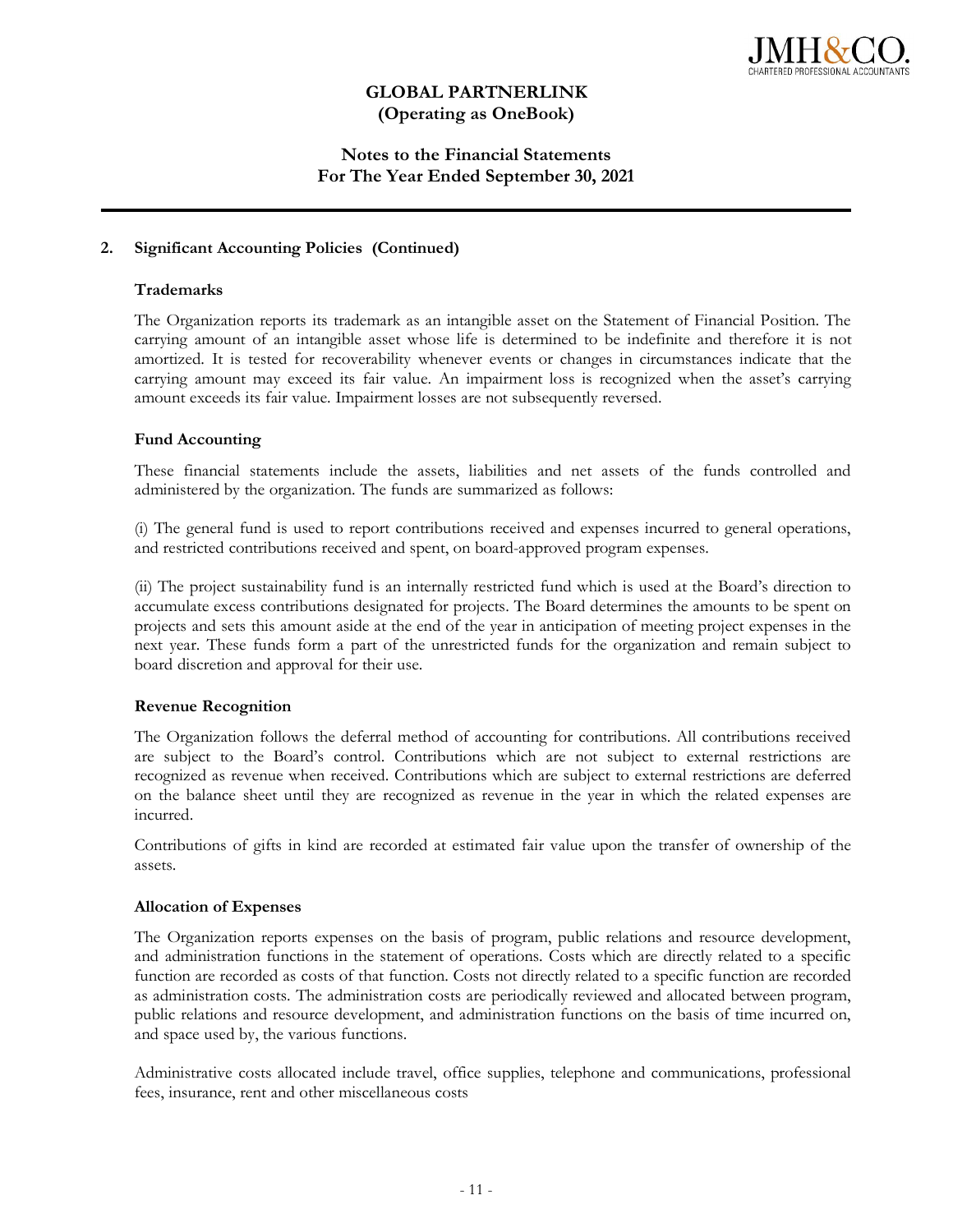## 2. Significant Accounting Policies (Continued)

### Trademarks

The Organization reports its trademark as an intangible asset on the Statement of Financial Position. The carrying amount of an intangible asset whose life is determined to be indefinite and therefore it is not amortized. It is tested for recoverability whenever events or changes in circumstances indicate that the carrying amount may exceed its fair value. An impairment loss is recognized when the asset's carrying amount exceeds its fair value. Impairment losses are not subsequently reversed.

### Fund Accounting

These financial statements include the assets, liabilities and net assets of the funds controlled and administered by the organization. The funds are summarized as follows:

(i) The general fund is used to report contributions received and expenses incurred to general operations, and restricted contributions received and spent, on board-approved program expenses.

(ii) The project sustainability fund is an internally restricted fund which is used at the Board's direction to accumulate excess contributions designated for projects. The Board determines the amounts to be spent on projects and sets this amount aside at the end of the year in anticipation of meeting project expenses in the next year. These funds form a part of the unrestricted funds for the organization and remain subject to board discretion and approval for their use.

### Revenue Recognition

The Organization follows the deferral method of accounting for contributions. All contributions received are subject to the Board's control. Contributions which are not subject to external restrictions are recognized as revenue when received. Contributions which are subject to external restrictions are deferred on the balance sheet until they are recognized as revenue in the year in which the related expenses are incurred.

Contributions of gifts in kind are recorded at estimated fair value upon the transfer of ownership of the assets.

### Allocation of Expenses

The Organization reports expenses on the basis of program, public relations and resource development, and administration functions in the statement of operations. Costs which are directly related to a specific function are recorded as costs of that function. Costs not directly related to a specific function are recorded as administration costs. The administration costs are periodically reviewed and allocated between program, public relations and resource development, and administration functions on the basis of time incurred on, and space used by, the various functions.

Administrative costs allocated include travel, office supplies, telephone and communications, professional fees, insurance, rent and other miscellaneous costs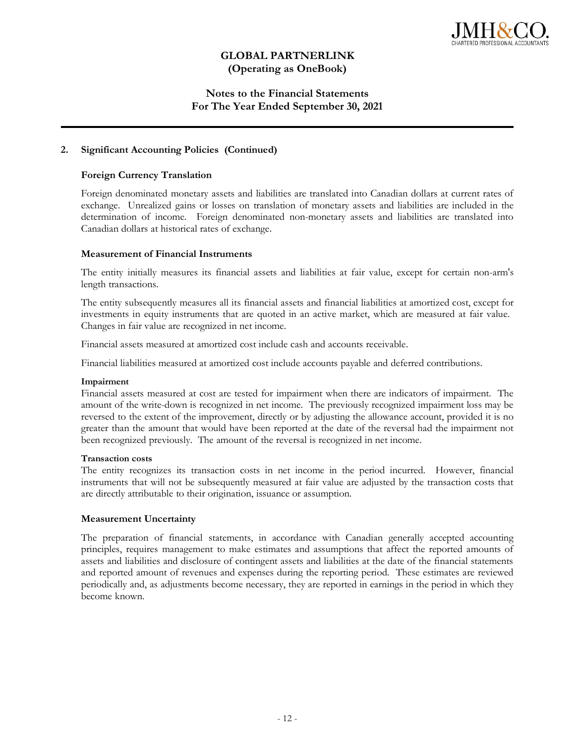# GLOBAL PARTNERLINK
## (Operating as OneBook)

## Notes to the Financial Statements
## For The Year Ended September 30, 2021

### 2. Significant Accounting Policies (Continued)

#### Foreign Currency Translation

Foreign denominated monetary assets and liabilities are translated into Canadian dollars at current rates of exchange. Unrealized gains or losses on translation of monetary assets and liabilities are included in the determination of income. Foreign denominated non-monetary assets and liabilities are translated into Canadian dollars at historical rates of exchange.

#### Measurement of Financial Instruments

The entity initially measures its financial assets and liabilities at fair value, except for certain non-arm's length transactions.

The entity subsequently measures all its financial assets and financial liabilities at amortized cost, except for investments in equity instruments that are quoted in an active market, which are measured at fair value. Changes in fair value are recognized in net income.

Financial assets measured at amortized cost include cash and accounts receivable.

Financial liabilities measured at amortized cost include accounts payable and deferred contributions.

**Impairment**
Financial assets measured at cost are tested for impairment when there are indicators of impairment. The amount of the write-down is recognized in net income. The previously recognized impairment loss may be reversed to the extent of the improvement, directly or by adjusting the allowance account, provided it is no greater than the amount that would have been reported at the date of the reversal had the impairment not been recognized previously. The amount of the reversal is recognized in net income.

**Transaction costs**
The entity recognizes its transaction costs in net income in the period incurred. However, financial instruments that will not be subsequently measured at fair value are adjusted by the transaction costs that are directly attributable to their origination, issuance or assumption.

#### Measurement Uncertainty

The preparation of financial statements, in accordance with Canadian generally accepted accounting principles, requires management to make estimates and assumptions that affect the reported amounts of assets and liabilities and disclosure of contingent assets and liabilities at the date of the financial statements and reported amount of revenues and expenses during the reporting period. These estimates are reviewed periodically and, as adjustments become necessary, they are reported in earnings in the period in which they become known.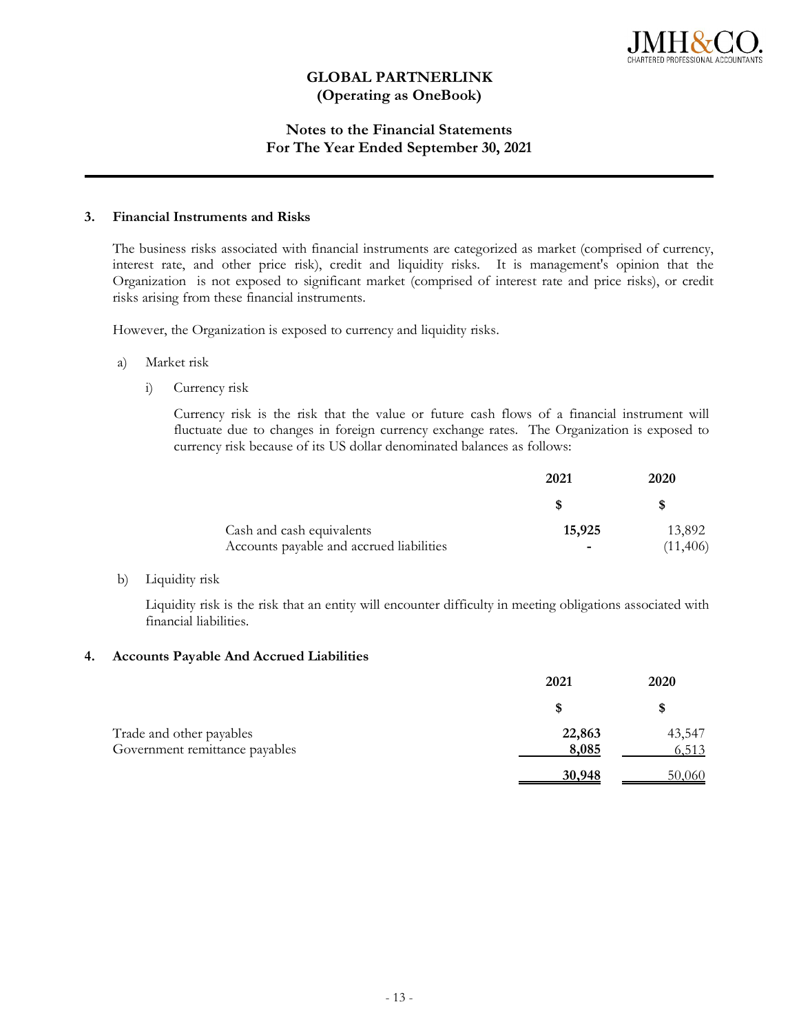# GLOBAL PARTNERLINK
## (Operating as OneBook)

## Notes to the Financial Statements
## For The Year Ended September 30, 2021

### 3. Financial Instruments and Risks

The business risks associated with financial instruments are categorized as market (comprised of currency, interest rate, and other price risk), credit and liquidity risks. It is management's opinion that the Organization is not exposed to significant market (comprised of interest rate and price risks), or credit risks arising from these financial instruments.

However, the Organization is exposed to currency and liquidity risks.

a) Market risk

i) Currency risk

Currency risk is the risk that the value or future cash flows of a financial instrument will fluctuate due to changes in foreign currency exchange rates. The Organization is exposed to currency risk because of its US dollar denominated balances as follows:

| | 2021 | 2020 |
|---|---|---|
| | **$** | **$** |
| Cash and cash equivalents | **15,925** | 13,892 |
| Accounts payable and accrued liabilities | **-** | (11,406) |

b) Liquidity risk

Liquidity risk is the risk that an entity will encounter difficulty in meeting obligations associated with financial liabilities.

### 4. Accounts Payable And Accrued Liabilities

| | 2021 | 2020 |
|---|---|---|
| | **$** | **$** |
| Trade and other payables | **22,863** | 43,547 |
| Government remittance payables | **8,085** | 6,513 |
| | **30,948** | 50,060 |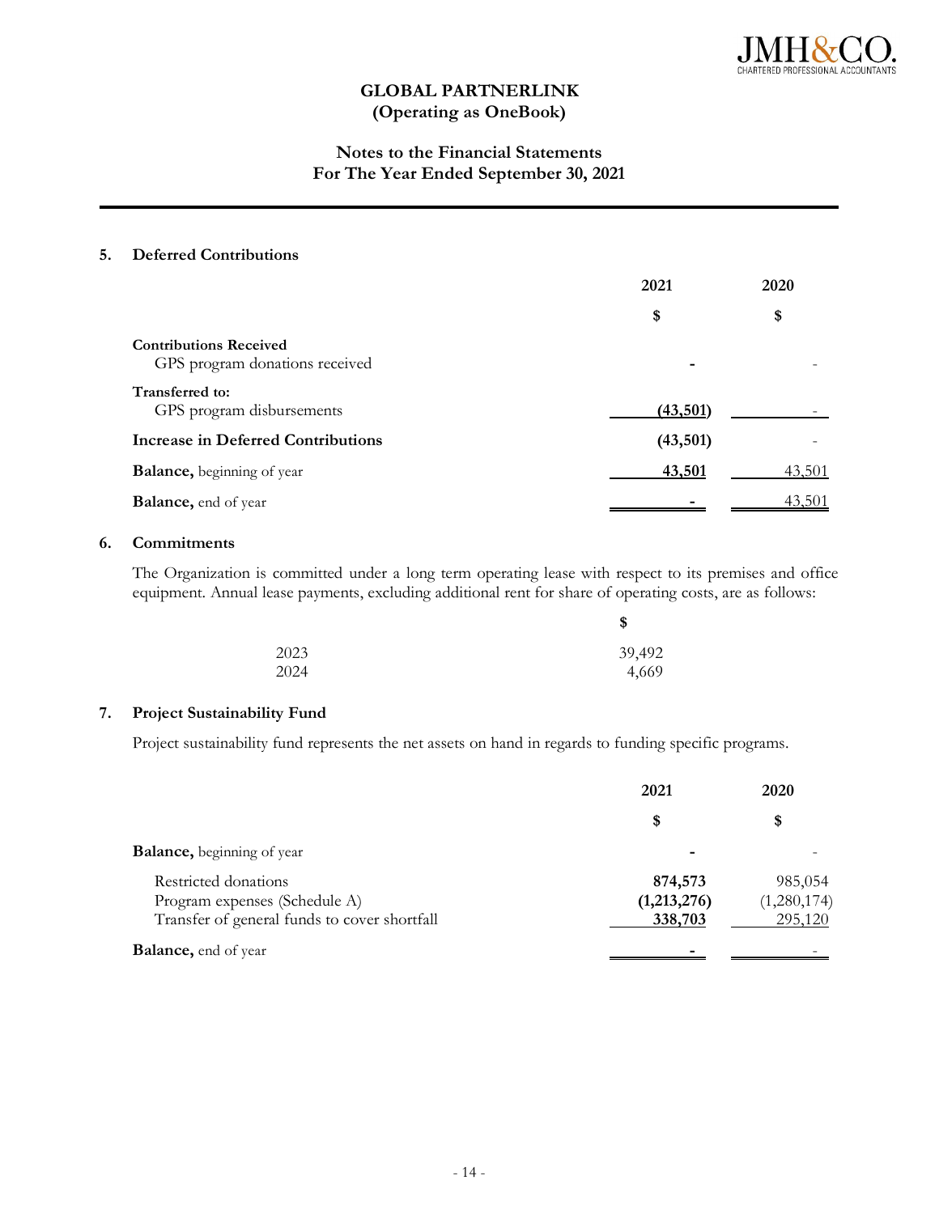**GLOBAL PARTNERLINK**
**(Operating as OneBook)**

**Notes to the Financial Statements**
**For The Year Ended September 30, 2021**

## 5. Deferred Contributions

| | 2021 | 2020 |
|---|---|---|
| | $ | $ |
| **Contributions Received** | | |
| GPS program donations received | - | - |
| **Transferred to:** | | |
| GPS program disbursements | (43,501) | - |
| **Increase in Deferred Contributions** | (43,501) | - |
| **Balance,** beginning of year | 43,501 | 43,501 |
| **Balance,** end of year | - | 43,501 |

## 6. Commitments

The Organization is committed under a long term operating lease with respect to its premises and office equipment. Annual lease payments, excluding additional rent for share of operating costs, are as follows:

| | $ |
|---|---|
| 2023 | 39,492 |
| 2024 | 4,669 |

## 7. Project Sustainability Fund

Project sustainability fund represents the net assets on hand in regards to funding specific programs.

| | 2021 | 2020 |
|---|---|---|
| | $ | $ |
| **Balance,** beginning of year | - | - |
| Restricted donations | 874,573 | 985,054 |
| Program expenses (Schedule A) | (1,213,276) | (1,280,174) |
| Transfer of general funds to cover shortfall | 338,703 | 295,120 |
| **Balance,** end of year | - | - |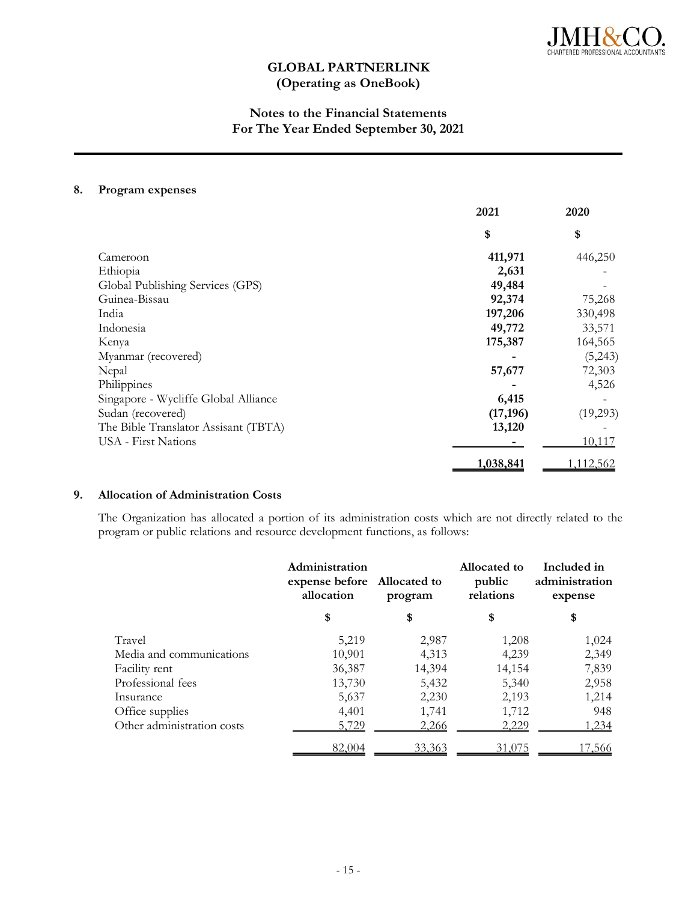JMH&CO.
CHARTERED PROFESSIONAL ACCOUNTANTS

# GLOBAL PARTNERLINK
# (Operating as OneBook)

## Notes to the Financial Statements
## For The Year Ended September 30, 2021

### 8. Program expenses

| | 2021 | 2020 |
|---|---|---|
| | $ | $ |
| Cameroon | **411,971** | 446,250 |
| Ethiopia | **2,631** | - |
| Global Publishing Services (GPS) | **49,484** | - |
| Guinea-Bissau | **92,374** | 75,268 |
| India | **197,206** | 330,498 |
| Indonesia | **49,772** | 33,571 |
| Kenya | **175,387** | 164,565 |
| Myanmar (recovered) | **-** | (5,243) |
| Nepal | **57,677** | 72,303 |
| Philippines | **-** | 4,526 |
| Singapore - Wycliffe Global Alliance | **6,415** | - |
| Sudan (recovered) | **(17,196)** | (19,293) |
| The Bible Translator Assisant (TBTA) | **13,120** | - |
| USA - First Nations | **-** | 10,117 |
| | **1,038,841** | 1,112,562 |

### 9. Allocation of Administration Costs

The Organization has allocated a portion of its administration costs which are not directly related to the program or public relations and resource development functions, as follows:

| | Administration expense before allocation | Allocated to program | Allocated to public relations | Included in administration expense |
|---|---|---|---|---|
| | $ | $ | $ | $ |
| Travel | 5,219 | 2,987 | 1,208 | 1,024 |
| Media and communications | 10,901 | 4,313 | 4,239 | 2,349 |
| Facility rent | 36,387 | 14,394 | 14,154 | 7,839 |
| Professional fees | 13,730 | 5,432 | 5,340 | 2,958 |
| Insurance | 5,637 | 2,230 | 2,193 | 1,214 |
| Office supplies | 4,401 | 1,741 | 1,712 | 948 |
| Other administration costs | 5,729 | 2,266 | 2,229 | 1,234 |
| | 82,004 | 33,363 | 31,075 | 17,566 |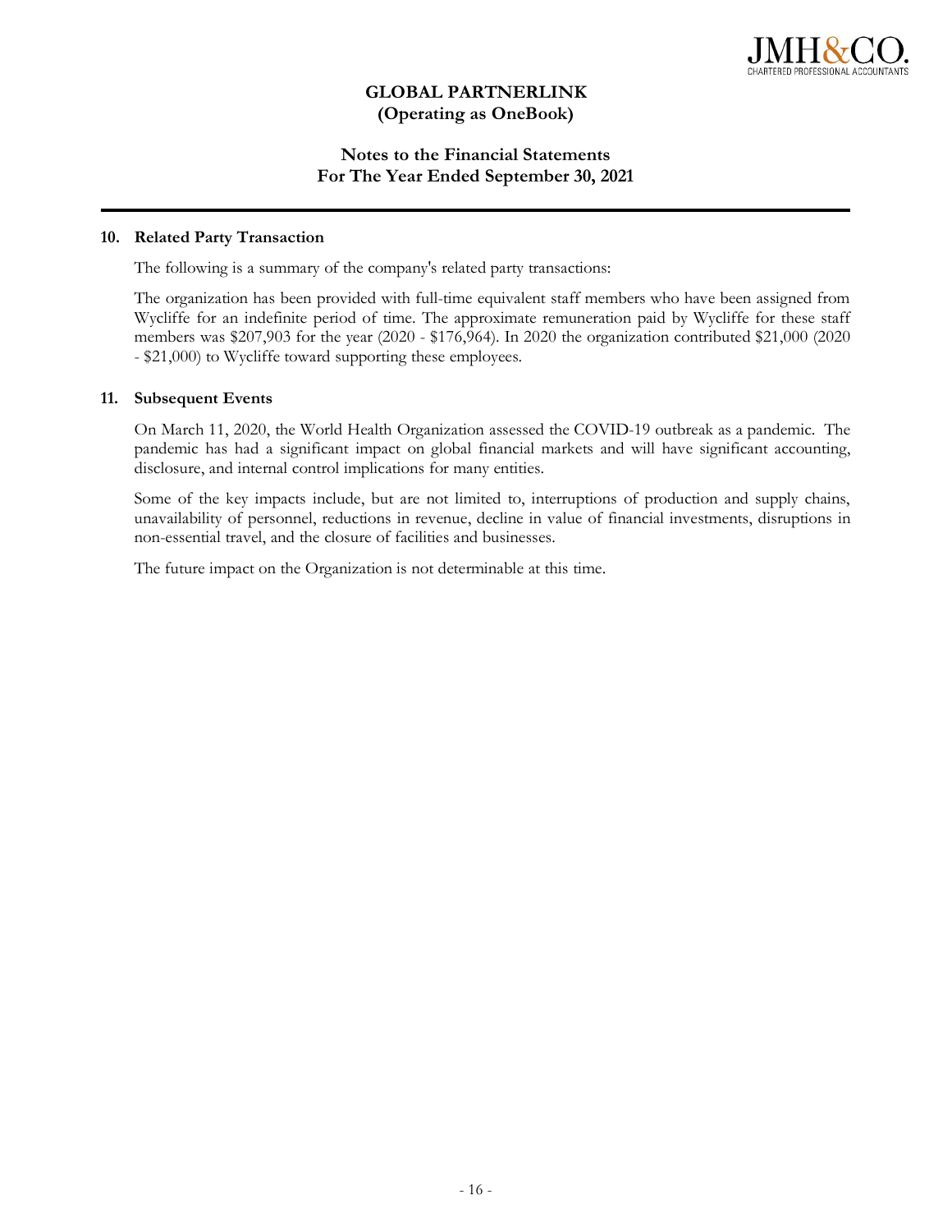# GLOBAL PARTNERLINK
## (Operating as OneBook)

## Notes to the Financial Statements
## For The Year Ended September 30, 2021

### 10. Related Party Transaction

The following is a summary of the company's related party transactions:

The organization has been provided with full-time equivalent staff members who have been assigned from Wycliffe for an indefinite period of time. The approximate remuneration paid by Wycliffe for these staff members was $207,903 for the year (2020 - $176,964). In 2020 the organization contributed $21,000 (2020 - $21,000) to Wycliffe toward supporting these employees.

### 11. Subsequent Events

On March 11, 2020, the World Health Organization assessed the COVID-19 outbreak as a pandemic. The pandemic has had a significant impact on global financial markets and will have significant accounting, disclosure, and internal control implications for many entities.

Some of the key impacts include, but are not limited to, interruptions of production and supply chains, unavailability of personnel, reductions in revenue, decline in value of financial investments, disruptions in non-essential travel, and the closure of facilities and businesses.

The future impact on the Organization is not determinable at this time.